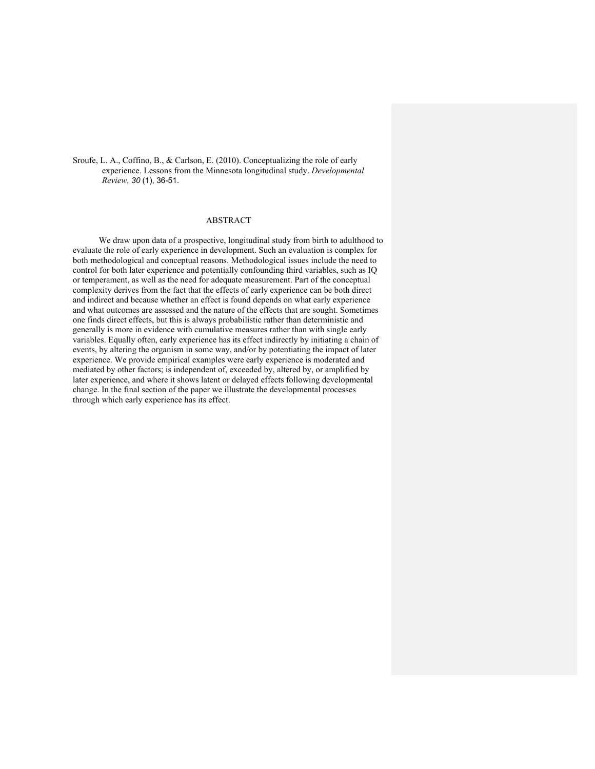Sroufe, L. A., Coffino, B., & Carlson, E. (2010). Conceptualizing the role of early experience. Lessons from the Minnesota longitudinal study. *Developmental Review, 30* (1), 36-51.

## ABSTRACT

We draw upon data of a prospective, longitudinal study from birth to adulthood to evaluate the role of early experience in development. Such an evaluation is complex for both methodological and conceptual reasons. Methodological issues include the need to control for both later experience and potentially confounding third variables, such as IQ or temperament, as well as the need for adequate measurement. Part of the conceptual complexity derives from the fact that the effects of early experience can be both direct and indirect and because whether an effect is found depends on what early experience and what outcomes are assessed and the nature of the effects that are sought. Sometimes one finds direct effects, but this is always probabilistic rather than deterministic and generally is more in evidence with cumulative measures rather than with single early variables. Equally often, early experience has its effect indirectly by initiating a chain of events, by altering the organism in some way, and/or by potentiating the impact of later experience. We provide empirical examples were early experience is moderated and mediated by other factors; is independent of, exceeded by, altered by, or amplified by later experience, and where it shows latent or delayed effects following developmental change. In the final section of the paper we illustrate the developmental processes through which early experience has its effect.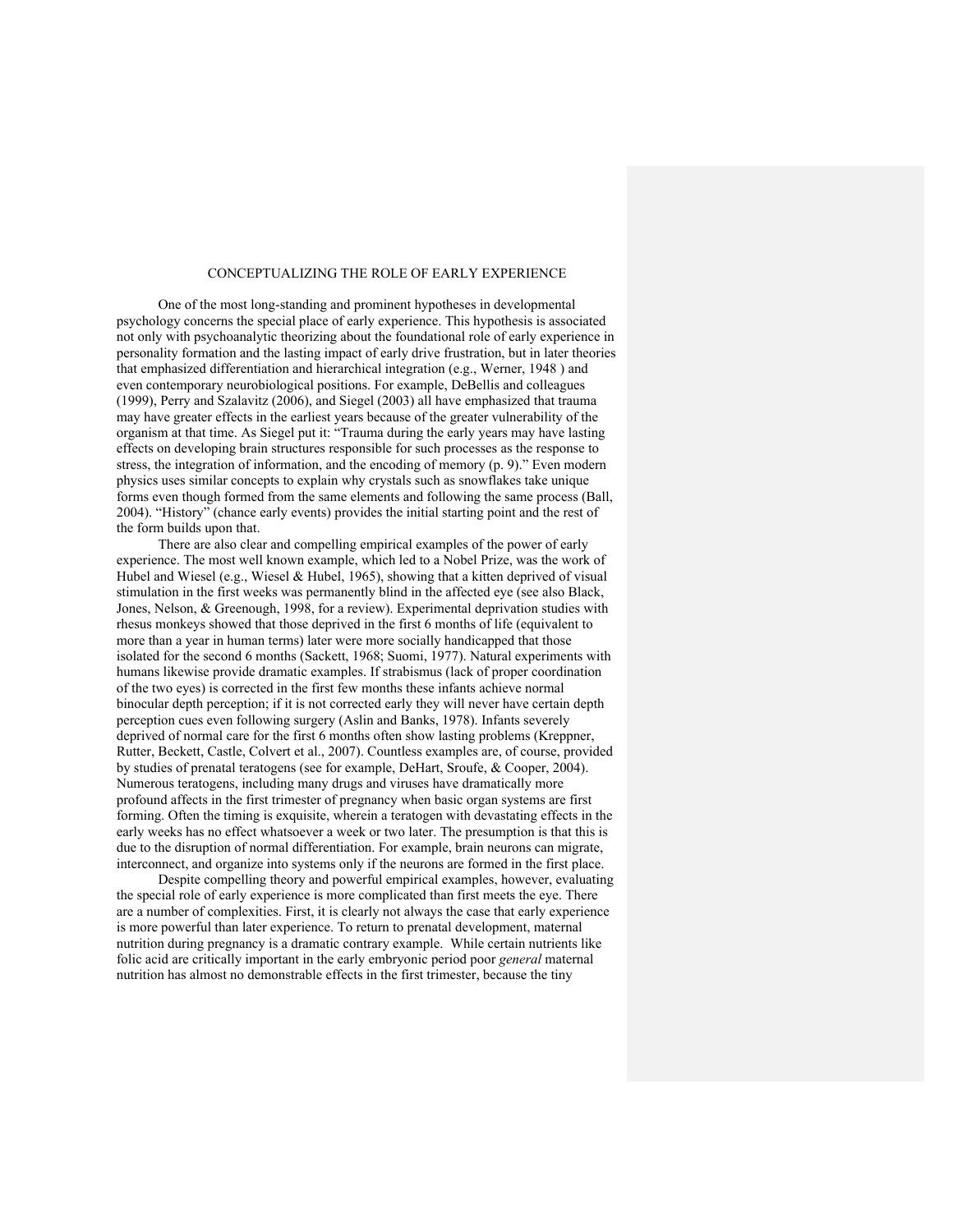# CONCEPTUALIZING THE ROLE OF EARLY EXPERIENCE

One of the most long-standing and prominent hypotheses in developmental psychology concerns the special place of early experience. This hypothesis is associated not only with psychoanalytic theorizing about the foundational role of early experience in personality formation and the lasting impact of early drive frustration, but in later theories that emphasized differentiation and hierarchical integration (e.g., Werner, 1948 ) and even contemporary neurobiological positions. For example, DeBellis and colleagues (1999), Perry and Szalavitz (2006), and Siegel (2003) all have emphasized that trauma may have greater effects in the earliest years because of the greater vulnerability of the organism at that time. As Siegel put it: "Trauma during the early years may have lasting effects on developing brain structures responsible for such processes as the response to stress, the integration of information, and the encoding of memory (p. 9)." Even modern physics uses similar concepts to explain why crystals such as snowflakes take unique forms even though formed from the same elements and following the same process (Ball, 2004). "History" (chance early events) provides the initial starting point and the rest of the form builds upon that.

There are also clear and compelling empirical examples of the power of early experience. The most well known example, which led to a Nobel Prize, was the work of Hubel and Wiesel (e.g., Wiesel & Hubel, 1965), showing that a kitten deprived of visual stimulation in the first weeks was permanently blind in the affected eye (see also Black, Jones, Nelson, & Greenough, 1998, for a review). Experimental deprivation studies with rhesus monkeys showed that those deprived in the first 6 months of life (equivalent to more than a year in human terms) later were more socially handicapped that those isolated for the second 6 months (Sackett, 1968; Suomi, 1977). Natural experiments with humans likewise provide dramatic examples. If strabismus (lack of proper coordination of the two eyes) is corrected in the first few months these infants achieve normal binocular depth perception; if it is not corrected early they will never have certain depth perception cues even following surgery (Aslin and Banks, 1978). Infants severely deprived of normal care for the first 6 months often show lasting problems (Kreppner, Rutter, Beckett, Castle, Colvert et al., 2007). Countless examples are, of course, provided by studies of prenatal teratogens (see for example, DeHart, Sroufe, & Cooper, 2004). Numerous teratogens, including many drugs and viruses have dramatically more profound affects in the first trimester of pregnancy when basic organ systems are first forming. Often the timing is exquisite, wherein a teratogen with devastating effects in the early weeks has no effect whatsoever a week or two later. The presumption is that this is due to the disruption of normal differentiation. For example, brain neurons can migrate, interconnect, and organize into systems only if the neurons are formed in the first place.

Despite compelling theory and powerful empirical examples, however, evaluating the special role of early experience is more complicated than first meets the eye. There are a number of complexities. First, it is clearly not always the case that early experience is more powerful than later experience. To return to prenatal development, maternal nutrition during pregnancy is a dramatic contrary example. While certain nutrients like folic acid are critically important in the early embryonic period poor *general* maternal nutrition has almost no demonstrable effects in the first trimester, because the tiny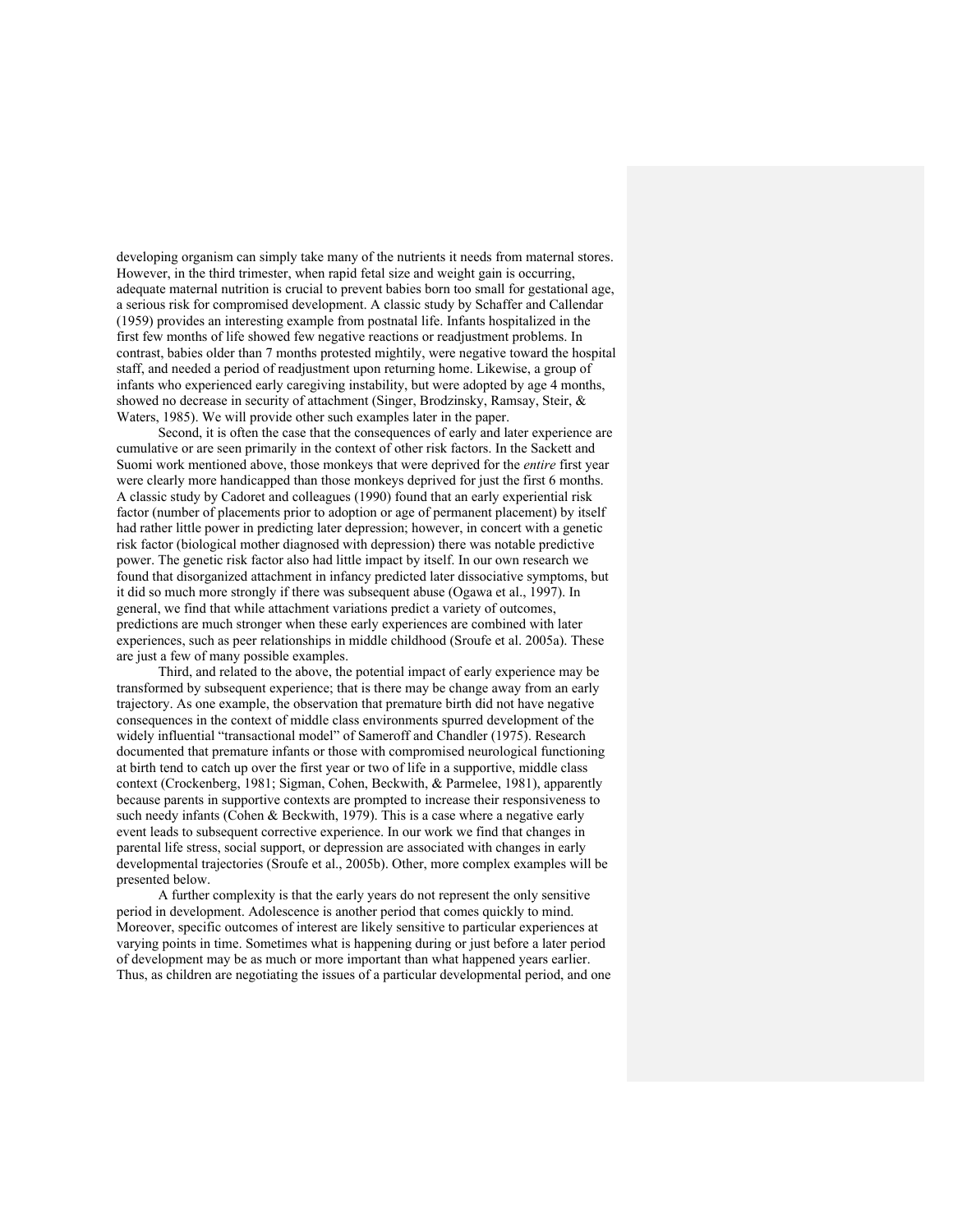developing organism can simply take many of the nutrients it needs from maternal stores. However, in the third trimester, when rapid fetal size and weight gain is occurring, adequate maternal nutrition is crucial to prevent babies born too small for gestational age, a serious risk for compromised development. A classic study by Schaffer and Callendar (1959) provides an interesting example from postnatal life. Infants hospitalized in the first few months of life showed few negative reactions or readjustment problems. In contrast, babies older than 7 months protested mightily, were negative toward the hospital staff, and needed a period of readjustment upon returning home. Likewise, a group of infants who experienced early caregiving instability, but were adopted by age 4 months, showed no decrease in security of attachment (Singer, Brodzinsky, Ramsay, Steir, & Waters, 1985). We will provide other such examples later in the paper.

Second, it is often the case that the consequences of early and later experience are cumulative or are seen primarily in the context of other risk factors. In the Sackett and Suomi work mentioned above, those monkeys that were deprived for the *entire* first year were clearly more handicapped than those monkeys deprived for just the first 6 months. A classic study by Cadoret and colleagues (1990) found that an early experiential risk factor (number of placements prior to adoption or age of permanent placement) by itself had rather little power in predicting later depression; however, in concert with a genetic risk factor (biological mother diagnosed with depression) there was notable predictive power. The genetic risk factor also had little impact by itself. In our own research we found that disorganized attachment in infancy predicted later dissociative symptoms, but it did so much more strongly if there was subsequent abuse (Ogawa et al., 1997). In general, we find that while attachment variations predict a variety of outcomes, predictions are much stronger when these early experiences are combined with later experiences, such as peer relationships in middle childhood (Sroufe et al. 2005a). These are just a few of many possible examples.

Third, and related to the above, the potential impact of early experience may be transformed by subsequent experience; that is there may be change away from an early trajectory. As one example, the observation that premature birth did not have negative consequences in the context of middle class environments spurred development of the widely influential "transactional model" of Sameroff and Chandler (1975). Research documented that premature infants or those with compromised neurological functioning at birth tend to catch up over the first year or two of life in a supportive, middle class context (Crockenberg, 1981; Sigman, Cohen, Beckwith, & Parmelee, 1981), apparently because parents in supportive contexts are prompted to increase their responsiveness to such needy infants (Cohen & Beckwith, 1979). This is a case where a negative early event leads to subsequent corrective experience. In our work we find that changes in parental life stress, social support, or depression are associated with changes in early developmental trajectories (Sroufe et al., 2005b). Other, more complex examples will be presented below.

A further complexity is that the early years do not represent the only sensitive period in development. Adolescence is another period that comes quickly to mind. Moreover, specific outcomes of interest are likely sensitive to particular experiences at varying points in time. Sometimes what is happening during or just before a later period of development may be as much or more important than what happened years earlier. Thus, as children are negotiating the issues of a particular developmental period, and one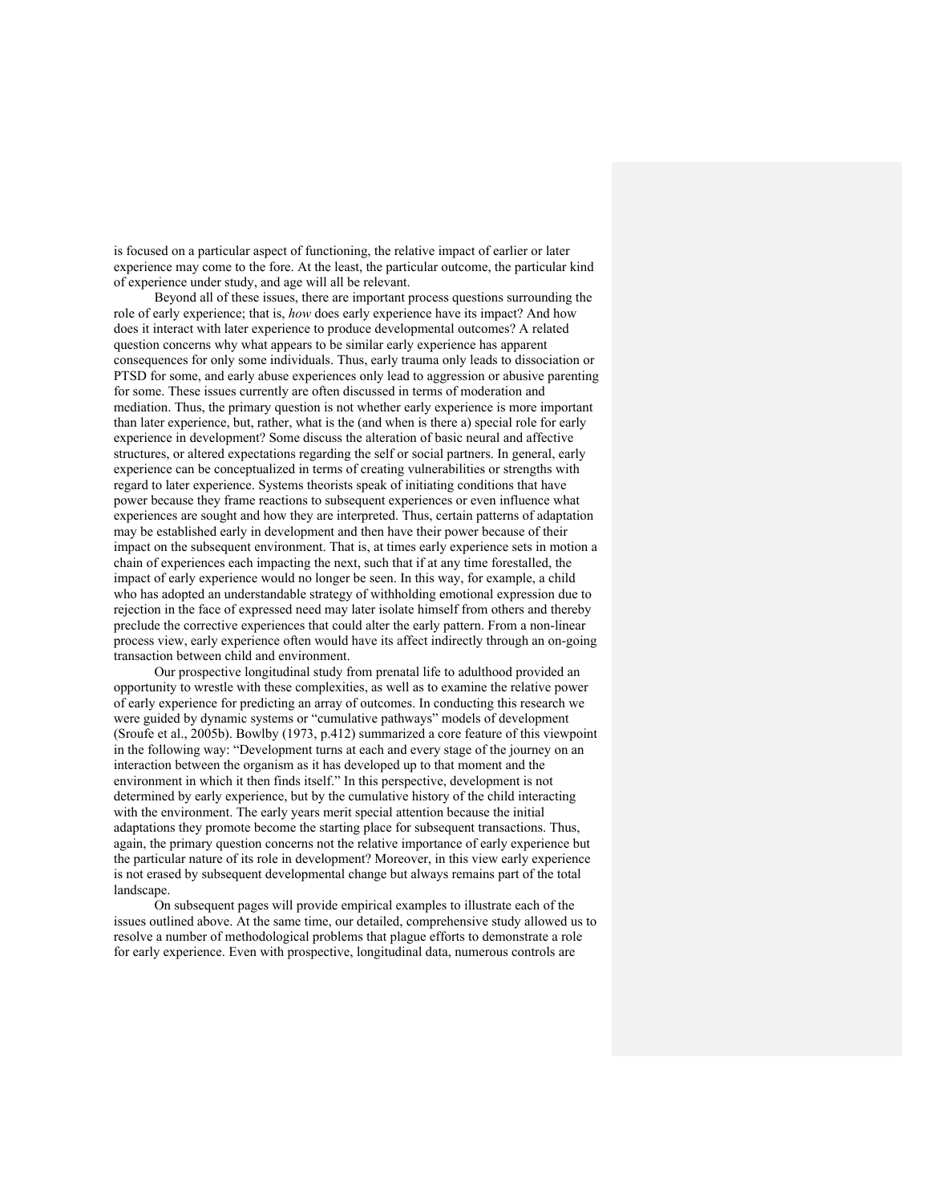is focused on a particular aspect of functioning, the relative impact of earlier or later experience may come to the fore. At the least, the particular outcome, the particular kind of experience under study, and age will all be relevant.

Beyond all of these issues, there are important process questions surrounding the role of early experience; that is, *how* does early experience have its impact? And how does it interact with later experience to produce developmental outcomes? A related question concerns why what appears to be similar early experience has apparent consequences for only some individuals. Thus, early trauma only leads to dissociation or PTSD for some, and early abuse experiences only lead to aggression or abusive parenting for some. These issues currently are often discussed in terms of moderation and mediation. Thus, the primary question is not whether early experience is more important than later experience, but, rather, what is the (and when is there a) special role for early experience in development? Some discuss the alteration of basic neural and affective structures, or altered expectations regarding the self or social partners. In general, early experience can be conceptualized in terms of creating vulnerabilities or strengths with regard to later experience. Systems theorists speak of initiating conditions that have power because they frame reactions to subsequent experiences or even influence what experiences are sought and how they are interpreted. Thus, certain patterns of adaptation may be established early in development and then have their power because of their impact on the subsequent environment. That is, at times early experience sets in motion a chain of experiences each impacting the next, such that if at any time forestalled, the impact of early experience would no longer be seen. In this way, for example, a child who has adopted an understandable strategy of withholding emotional expression due to rejection in the face of expressed need may later isolate himself from others and thereby preclude the corrective experiences that could alter the early pattern. From a non-linear process view, early experience often would have its affect indirectly through an on-going transaction between child and environment.

Our prospective longitudinal study from prenatal life to adulthood provided an opportunity to wrestle with these complexities, as well as to examine the relative power of early experience for predicting an array of outcomes. In conducting this research we were guided by dynamic systems or "cumulative pathways" models of development (Sroufe et al., 2005b). Bowlby (1973, p.412) summarized a core feature of this viewpoint in the following way: "Development turns at each and every stage of the journey on an interaction between the organism as it has developed up to that moment and the environment in which it then finds itself." In this perspective, development is not determined by early experience, but by the cumulative history of the child interacting with the environment. The early years merit special attention because the initial adaptations they promote become the starting place for subsequent transactions. Thus, again, the primary question concerns not the relative importance of early experience but the particular nature of its role in development? Moreover, in this view early experience is not erased by subsequent developmental change but always remains part of the total landscape.

On subsequent pages will provide empirical examples to illustrate each of the issues outlined above. At the same time, our detailed, comprehensive study allowed us to resolve a number of methodological problems that plague efforts to demonstrate a role for early experience. Even with prospective, longitudinal data, numerous controls are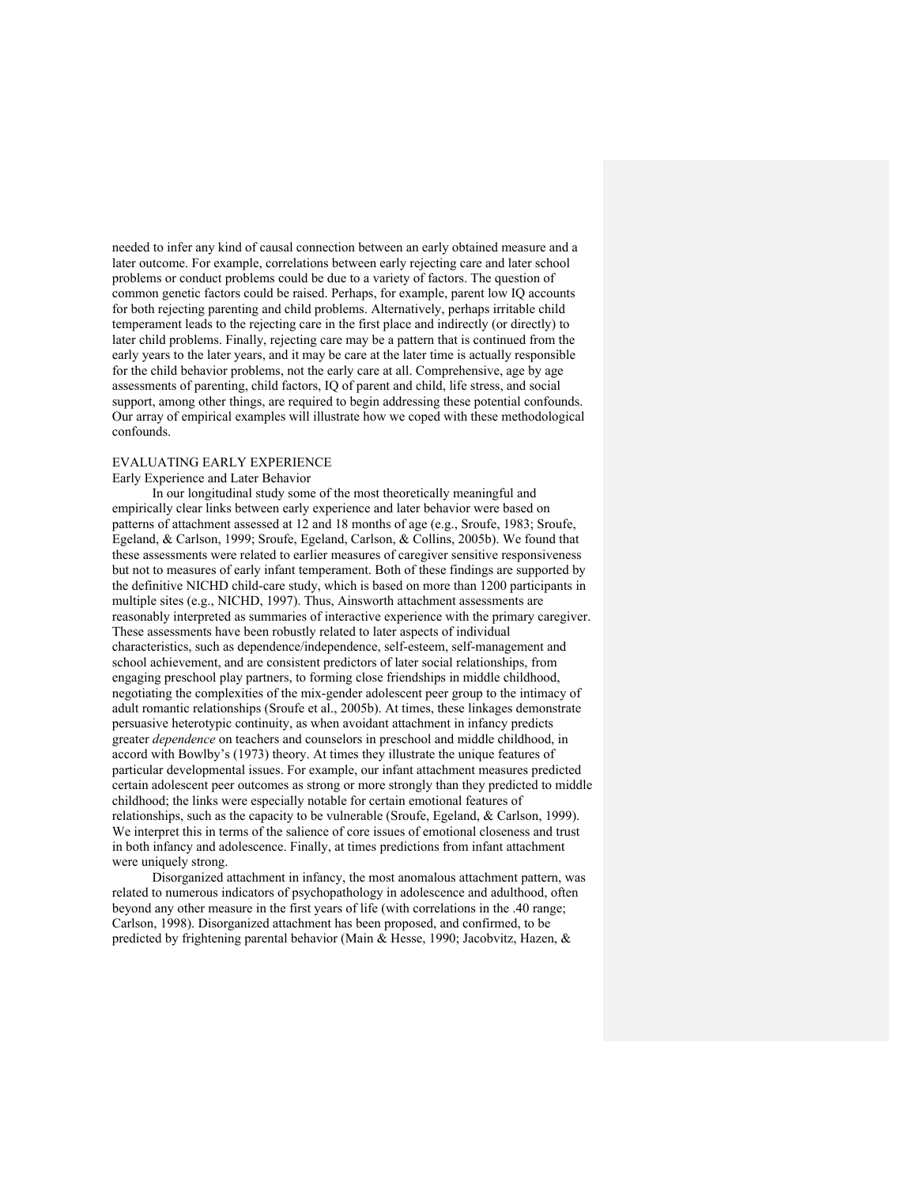needed to infer any kind of causal connection between an early obtained measure and a later outcome. For example, correlations between early rejecting care and later school problems or conduct problems could be due to a variety of factors. The question of common genetic factors could be raised. Perhaps, for example, parent low IQ accounts for both rejecting parenting and child problems. Alternatively, perhaps irritable child temperament leads to the rejecting care in the first place and indirectly (or directly) to later child problems. Finally, rejecting care may be a pattern that is continued from the early years to the later years, and it may be care at the later time is actually responsible for the child behavior problems, not the early care at all. Comprehensive, age by age assessments of parenting, child factors, IQ of parent and child, life stress, and social support, among other things, are required to begin addressing these potential confounds. Our array of empirical examples will illustrate how we coped with these methodological confounds.

## EVALUATING EARLY EXPERIENCE

### Early Experience and Later Behavior

In our longitudinal study some of the most theoretically meaningful and empirically clear links between early experience and later behavior were based on patterns of attachment assessed at 12 and 18 months of age (e.g., Sroufe, 1983; Sroufe, Egeland, & Carlson, 1999; Sroufe, Egeland, Carlson, & Collins, 2005b). We found that these assessments were related to earlier measures of caregiver sensitive responsiveness but not to measures of early infant temperament. Both of these findings are supported by the definitive NICHD child-care study, which is based on more than 1200 participants in multiple sites (e.g., NICHD, 1997). Thus, Ainsworth attachment assessments are reasonably interpreted as summaries of interactive experience with the primary caregiver. These assessments have been robustly related to later aspects of individual characteristics, such as dependence/independence, self-esteem, self-management and school achievement, and are consistent predictors of later social relationships, from engaging preschool play partners, to forming close friendships in middle childhood, negotiating the complexities of the mix-gender adolescent peer group to the intimacy of adult romantic relationships (Sroufe et al., 2005b). At times, these linkages demonstrate persuasive heterotypic continuity, as when avoidant attachment in infancy predicts greater *dependence* on teachers and counselors in preschool and middle childhood, in accord with Bowlby's (1973) theory. At times they illustrate the unique features of particular developmental issues. For example, our infant attachment measures predicted certain adolescent peer outcomes as strong or more strongly than they predicted to middle childhood; the links were especially notable for certain emotional features of relationships, such as the capacity to be vulnerable (Sroufe, Egeland, & Carlson, 1999). We interpret this in terms of the salience of core issues of emotional closeness and trust in both infancy and adolescence. Finally, at times predictions from infant attachment were uniquely strong.

Disorganized attachment in infancy, the most anomalous attachment pattern, was related to numerous indicators of psychopathology in adolescence and adulthood, often beyond any other measure in the first years of life (with correlations in the .40 range; Carlson, 1998). Disorganized attachment has been proposed, and confirmed, to be predicted by frightening parental behavior (Main & Hesse, 1990; Jacobvitz, Hazen, &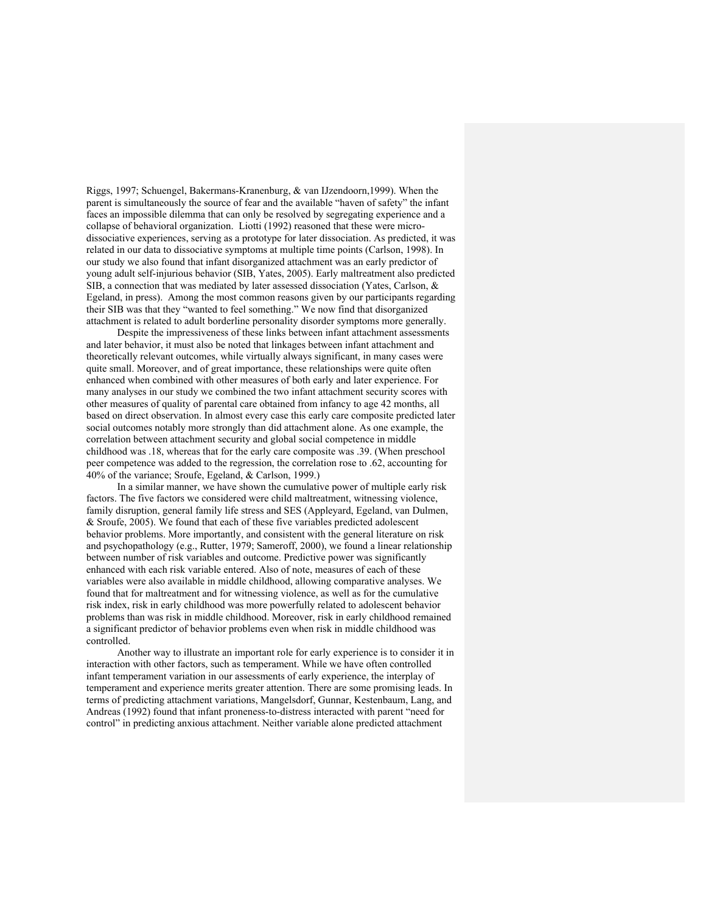Riggs, 1997; Schuengel, Bakermans-Kranenburg, & van IJzendoorn,1999). When the parent is simultaneously the source of fear and the available "haven of safety" the infant faces an impossible dilemma that can only be resolved by segregating experience and a collapse of behavioral organization. Liotti (1992) reasoned that these were micro-dissociative experiences, serving as a prototype for later dissociation. As predicted, it was related in our data to dissociative symptoms at multiple time points (Carlson, 1998). In our study we also found that infant disorganized attachment was an early predictor of young adult self-injurious behavior (SIB, Yates, 2005). Early maltreatment also predicted SIB, a connection that was mediated by later assessed dissociation (Yates, Carlson, & Egeland, in press). Among the most common reasons given by our participants regarding their SIB was that they "wanted to feel something." We now find that disorganized attachment is related to adult borderline personality disorder symptoms more generally.

Despite the impressiveness of these links between infant attachment assessments and later behavior, it must also be noted that linkages between infant attachment and theoretically relevant outcomes, while virtually always significant, in many cases were quite small. Moreover, and of great importance, these relationships were quite often enhanced when combined with other measures of both early and later experience. For many analyses in our study we combined the two infant attachment security scores with other measures of quality of parental care obtained from infancy to age 42 months, all based on direct observation. In almost every case this early care composite predicted later social outcomes notably more strongly than did attachment alone. As one example, the correlation between attachment security and global social competence in middle childhood was .18, whereas that for the early care composite was .39. (When preschool peer competence was added to the regression, the correlation rose to .62, accounting for 40% of the variance; Sroufe, Egeland, & Carlson, 1999.)

In a similar manner, we have shown the cumulative power of multiple early risk factors. The five factors we considered were child maltreatment, witnessing violence, family disruption, general family life stress and SES (Appleyard, Egeland, van Dulmen, & Sroufe, 2005). We found that each of these five variables predicted adolescent behavior problems. More importantly, and consistent with the general literature on risk and psychopathology (e.g., Rutter, 1979; Sameroff, 2000), we found a linear relationship between number of risk variables and outcome. Predictive power was significantly enhanced with each risk variable entered. Also of note, measures of each of these variables were also available in middle childhood, allowing comparative analyses. We found that for maltreatment and for witnessing violence, as well as for the cumulative risk index, risk in early childhood was more powerfully related to adolescent behavior problems than was risk in middle childhood. Moreover, risk in early childhood remained a significant predictor of behavior problems even when risk in middle childhood was controlled.

Another way to illustrate an important role for early experience is to consider it in interaction with other factors, such as temperament. While we have often controlled infant temperament variation in our assessments of early experience, the interplay of temperament and experience merits greater attention. There are some promising leads. In terms of predicting attachment variations, Mangelsdorf, Gunnar, Kestenbaum, Lang, and Andreas (1992) found that infant proneness-to-distress interacted with parent "need for control" in predicting anxious attachment. Neither variable alone predicted attachment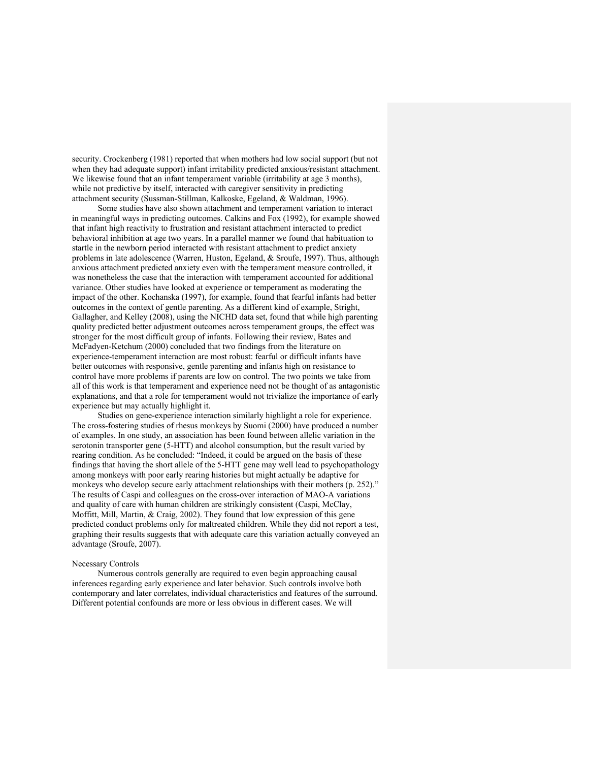security. Crockenberg (1981) reported that when mothers had low social support (but not when they had adequate support) infant irritability predicted anxious/resistant attachment. We likewise found that an infant temperament variable (irritability at age 3 months), while not predictive by itself, interacted with caregiver sensitivity in predicting attachment security (Sussman-Stillman, Kalkoske, Egeland, & Waldman, 1996).

Some studies have also shown attachment and temperament variation to interact in meaningful ways in predicting outcomes. Calkins and Fox (1992), for example showed that infant high reactivity to frustration and resistant attachment interacted to predict behavioral inhibition at age two years. In a parallel manner we found that habituation to startle in the newborn period interacted with resistant attachment to predict anxiety problems in late adolescence (Warren, Huston, Egeland, & Sroufe, 1997). Thus, although anxious attachment predicted anxiety even with the temperament measure controlled, it was nonetheless the case that the interaction with temperament accounted for additional variance. Other studies have looked at experience or temperament as moderating the impact of the other. Kochanska (1997), for example, found that fearful infants had better outcomes in the context of gentle parenting. As a different kind of example, Stright, Gallagher, and Kelley (2008), using the NICHD data set, found that while high parenting quality predicted better adjustment outcomes across temperament groups, the effect was stronger for the most difficult group of infants. Following their review, Bates and McFadyen-Ketchum (2000) concluded that two findings from the literature on experience-temperament interaction are most robust: fearful or difficult infants have better outcomes with responsive, gentle parenting and infants high on resistance to control have more problems if parents are low on control. The two points we take from all of this work is that temperament and experience need not be thought of as antagonistic explanations, and that a role for temperament would not trivialize the importance of early experience but may actually highlight it.

Studies on gene-experience interaction similarly highlight a role for experience. The cross-fostering studies of rhesus monkeys by Suomi (2000) have produced a number of examples. In one study, an association has been found between allelic variation in the serotonin transporter gene (5-HTT) and alcohol consumption, but the result varied by rearing condition. As he concluded: "Indeed, it could be argued on the basis of these findings that having the short allele of the 5-HTT gene may well lead to psychopathology among monkeys with poor early rearing histories but might actually be adaptive for monkeys who develop secure early attachment relationships with their mothers (p. 252)." The results of Caspi and colleagues on the cross-over interaction of MAO-A variations and quality of care with human children are strikingly consistent (Caspi, McClay, Moffitt, Mill, Martin, & Craig, 2002). They found that low expression of this gene predicted conduct problems only for maltreated children. While they did not report a test, graphing their results suggests that with adequate care this variation actually conveyed an advantage (Sroufe, 2007).

### Necessary Controls

Numerous controls generally are required to even begin approaching causal inferences regarding early experience and later behavior. Such controls involve both contemporary and later correlates, individual characteristics and features of the surround. Different potential confounds are more or less obvious in different cases. We will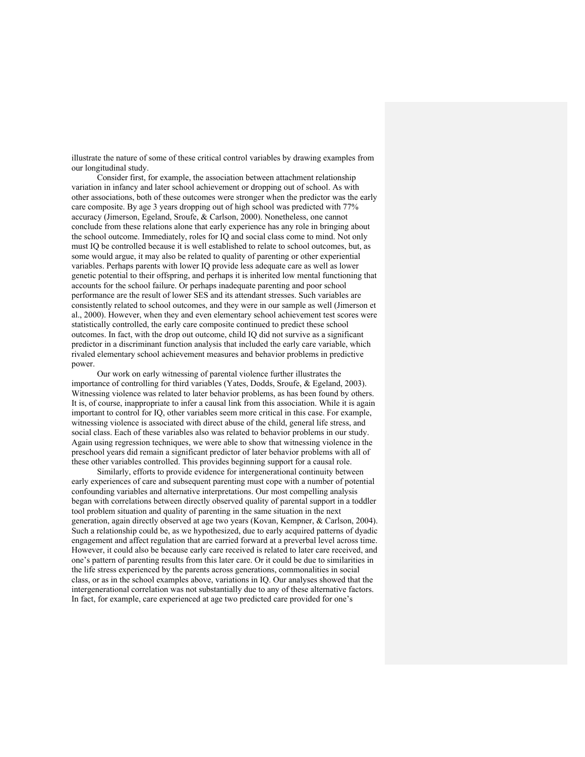illustrate the nature of some of these critical control variables by drawing examples from our longitudinal study.

Consider first, for example, the association between attachment relationship variation in infancy and later school achievement or dropping out of school. As with other associations, both of these outcomes were stronger when the predictor was the early care composite. By age 3 years dropping out of high school was predicted with 77% accuracy (Jimerson, Egeland, Sroufe, & Carlson, 2000). Nonetheless, one cannot conclude from these relations alone that early experience has any role in bringing about the school outcome. Immediately, roles for IQ and social class come to mind. Not only must IQ be controlled because it is well established to relate to school outcomes, but, as some would argue, it may also be related to quality of parenting or other experiential variables. Perhaps parents with lower IQ provide less adequate care as well as lower genetic potential to their offspring, and perhaps it is inherited low mental functioning that accounts for the school failure. Or perhaps inadequate parenting and poor school performance are the result of lower SES and its attendant stresses. Such variables are consistently related to school outcomes, and they were in our sample as well (Jimerson et al., 2000). However, when they and even elementary school achievement test scores were statistically controlled, the early care composite continued to predict these school outcomes. In fact, with the drop out outcome, child IQ did not survive as a significant predictor in a discriminant function analysis that included the early care variable, which rivaled elementary school achievement measures and behavior problems in predictive power.

Our work on early witnessing of parental violence further illustrates the importance of controlling for third variables (Yates, Dodds, Sroufe, & Egeland, 2003). Witnessing violence was related to later behavior problems, as has been found by others. It is, of course, inappropriate to infer a causal link from this association. While it is again important to control for IQ, other variables seem more critical in this case. For example, witnessing violence is associated with direct abuse of the child, general life stress, and social class. Each of these variables also was related to behavior problems in our study. Again using regression techniques, we were able to show that witnessing violence in the preschool years did remain a significant predictor of later behavior problems with all of these other variables controlled. This provides beginning support for a causal role.

Similarly, efforts to provide evidence for intergenerational continuity between early experiences of care and subsequent parenting must cope with a number of potential confounding variables and alternative interpretations. Our most compelling analysis began with correlations between directly observed quality of parental support in a toddler tool problem situation and quality of parenting in the same situation in the next generation, again directly observed at age two years (Kovan, Kempner, & Carlson, 2004). Such a relationship could be, as we hypothesized, due to early acquired patterns of dyadic engagement and affect regulation that are carried forward at a preverbal level across time. However, it could also be because early care received is related to later care received, and one's pattern of parenting results from this later care. Or it could be due to similarities in the life stress experienced by the parents across generations, commonalities in social class, or as in the school examples above, variations in IQ. Our analyses showed that the intergenerational correlation was not substantially due to any of these alternative factors. In fact, for example, care experienced at age two predicted care provided for one's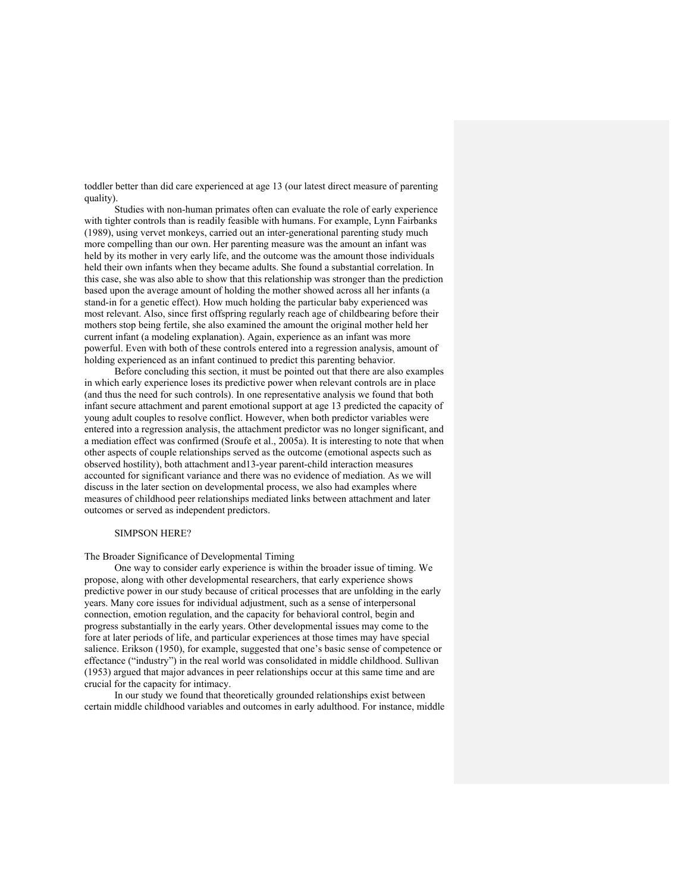toddler better than did care experienced at age 13 (our latest direct measure of parenting quality).

Studies with non-human primates often can evaluate the role of early experience with tighter controls than is readily feasible with humans. For example, Lynn Fairbanks (1989), using vervet monkeys, carried out an inter-generational parenting study much more compelling than our own. Her parenting measure was the amount an infant was held by its mother in very early life, and the outcome was the amount those individuals held their own infants when they became adults. She found a substantial correlation. In this case, she was also able to show that this relationship was stronger than the prediction based upon the average amount of holding the mother showed across all her infants (a stand-in for a genetic effect). How much holding the particular baby experienced was most relevant. Also, since first offspring regularly reach age of childbearing before their mothers stop being fertile, she also examined the amount the original mother held her current infant (a modeling explanation). Again, experience as an infant was more powerful. Even with both of these controls entered into a regression analysis, amount of holding experienced as an infant continued to predict this parenting behavior.

Before concluding this section, it must be pointed out that there are also examples in which early experience loses its predictive power when relevant controls are in place (and thus the need for such controls). In one representative analysis we found that both infant secure attachment and parent emotional support at age 13 predicted the capacity of young adult couples to resolve conflict. However, when both predictor variables were entered into a regression analysis, the attachment predictor was no longer significant, and a mediation effect was confirmed (Sroufe et al., 2005a). It is interesting to note that when other aspects of couple relationships served as the outcome (emotional aspects such as observed hostility), both attachment and13-year parent-child interaction measures accounted for significant variance and there was no evidence of mediation. As we will discuss in the later section on developmental process, we also had examples where measures of childhood peer relationships mediated links between attachment and later outcomes or served as independent predictors.

SIMPSON HERE?

## The Broader Significance of Developmental Timing

One way to consider early experience is within the broader issue of timing. We propose, along with other developmental researchers, that early experience shows predictive power in our study because of critical processes that are unfolding in the early years. Many core issues for individual adjustment, such as a sense of interpersonal connection, emotion regulation, and the capacity for behavioral control, begin and progress substantially in the early years. Other developmental issues may come to the fore at later periods of life, and particular experiences at those times may have special salience. Erikson (1950), for example, suggested that one's basic sense of competence or effectance ("industry") in the real world was consolidated in middle childhood. Sullivan (1953) argued that major advances in peer relationships occur at this same time and are crucial for the capacity for intimacy.

In our study we found that theoretically grounded relationships exist between certain middle childhood variables and outcomes in early adulthood. For instance, middle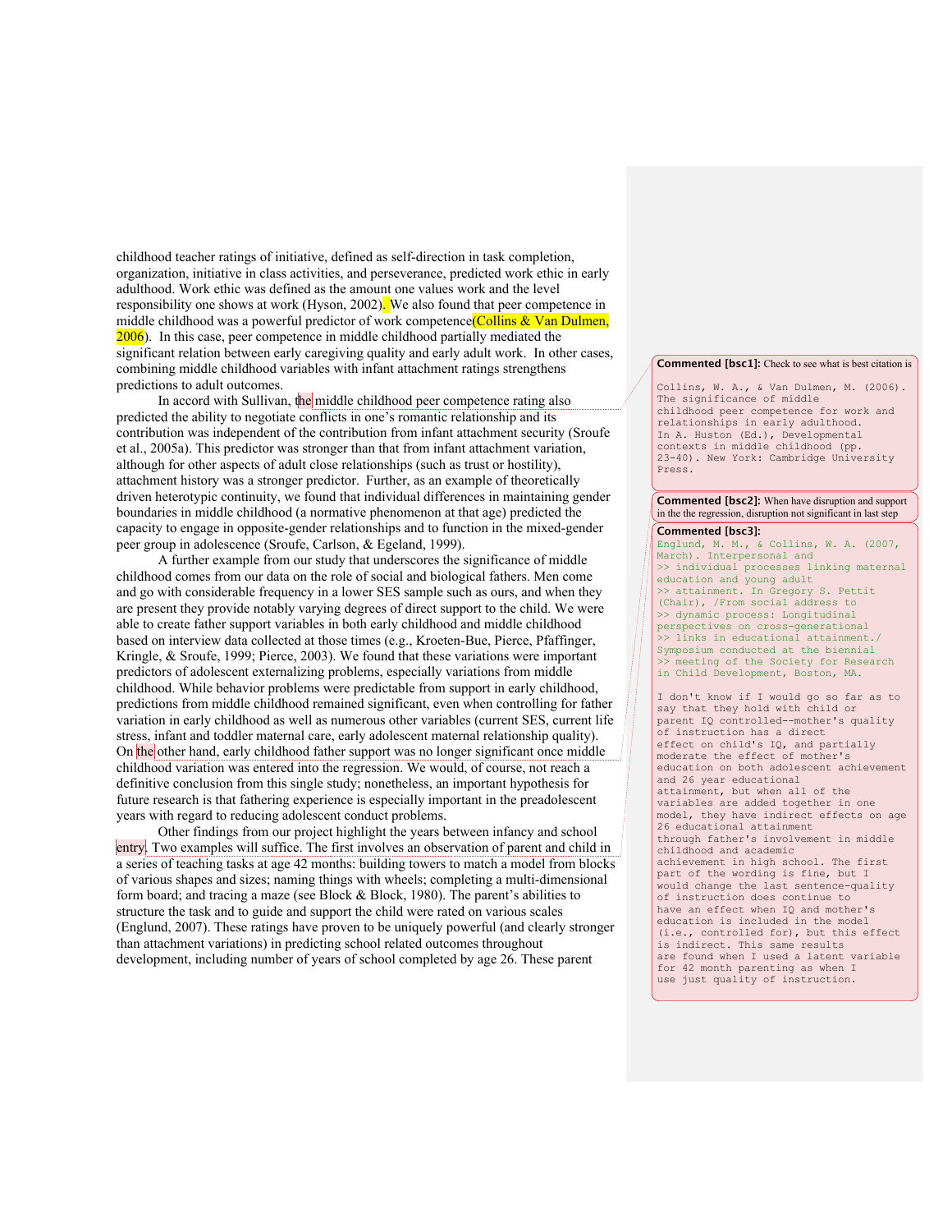childhood teacher ratings of initiative, defined as self-direction in task completion, organization, initiative in class activities, and perseverance, predicted work ethic in early adulthood. Work ethic was defined as the amount one values work and the level responsibility one shows at work (Hyson, 2002). We also found that peer competence in middle childhood was a powerful predictor of work competence(Collins & Van Dulmen, 2006). In this case, peer competence in middle childhood partially mediated the significant relation between early caregiving quality and early adult work. In other cases, combining middle childhood variables with infant attachment ratings strengthens predictions to adult outcomes.

In accord with Sullivan, the middle childhood peer competence rating also predicted the ability to negotiate conflicts in one's romantic relationship and its contribution was independent of the contribution from infant attachment security (Sroufe et al., 2005a). This predictor was stronger than that from infant attachment variation, although for other aspects of adult close relationships (such as trust or hostility), attachment history was a stronger predictor. Further, as an example of theoretically driven heterotypic continuity, we found that individual differences in maintaining gender boundaries in middle childhood (a normative phenomenon at that age) predicted the capacity to engage in opposite-gender relationships and to function in the mixed-gender peer group in adolescence (Sroufe, Carlson, & Egeland, 1999).

A further example from our study that underscores the significance of middle childhood comes from our data on the role of social and biological fathers. Men come and go with considerable frequency in a lower SES sample such as ours, and when they are present they provide notably varying degrees of direct support to the child. We were able to create father support variables in both early childhood and middle childhood based on interview data collected at those times (e.g., Kroeten-Bue, Pierce, Pfaffinger, Kringle, & Sroufe, 1999; Pierce, 2003). We found that these variations were important predictors of adolescent externalizing problems, especially variations from middle childhood. While behavior problems were predictable from support in early childhood, predictions from middle childhood remained significant, even when controlling for father variation in early childhood as well as numerous other variables (current SES, current life stress, infant and toddler maternal care, early adolescent maternal relationship quality). On the other hand, early childhood father support was no longer significant once middle childhood variation was entered into the regression. We would, of course, not reach a definitive conclusion from this single study; nonetheless, an important hypothesis for future research is that fathering experience is especially important in the preadolescent years with regard to reducing adolescent conduct problems.

Other findings from our project highlight the years between infancy and school entry. Two examples will suffice. The first involves an observation of parent and child in a series of teaching tasks at age 42 months: building towers to match a model from blocks of various shapes and sizes; naming things with wheels; completing a multi-dimensional form board; and tracing a maze (see Block & Block, 1980). The parent's abilities to structure the task and to guide and support the child were rated on various scales (Englund, 2007). These ratings have proven to be uniquely powerful (and clearly stronger than attachment variations) in predicting school related outcomes throughout development, including number of years of school completed by age 26. These parent

**Commented [bsc1]:** Check to see what is best citation is

Collins, W. A., & Van Dulmen, M. (2006). The significance of middle childhood peer competence for work and relationships in early adulthood. In A. Huston (Ed.), Developmental contexts in middle childhood (pp. 23-40). New York: Cambridge University Press.

**Commented [bsc2]:** When have disruption and support in the the regression, disruption not significant in last step

**Commented [bsc3]:**
Englund, M. M., & Collins, W. A. (2007, March). Interpersonal and
>> individual processes linking maternal education and young adult
>> attainment. In Gregory S. Pettit (Chair), /From social address to
>> dynamic process: Longitudinal perspectives on cross-generational
>> links in educational attainment./ Symposium conducted at the biennial
>> meeting of the Society for Research in Child Development, Boston, MA.

I don't know if I would go so far as to say that they hold with child or parent IQ controlled--mother's quality of instruction has a direct effect on child's IQ, and partially moderate the effect of mother's education on both adolescent achievement and 26 year educational attainment, but when all of the variables are added together in one model, they have indirect effects on age 26 educational attainment through father's involvement in middle childhood and academic achievement in high school. The first part of the wording is fine, but I would change the last sentence-quality of instruction does continue to have an effect when IQ and mother's education is included in the model (i.e., controlled for), but this effect is indirect. This same results are found when I used a latent variable for 42 month parenting as when I use just quality of instruction.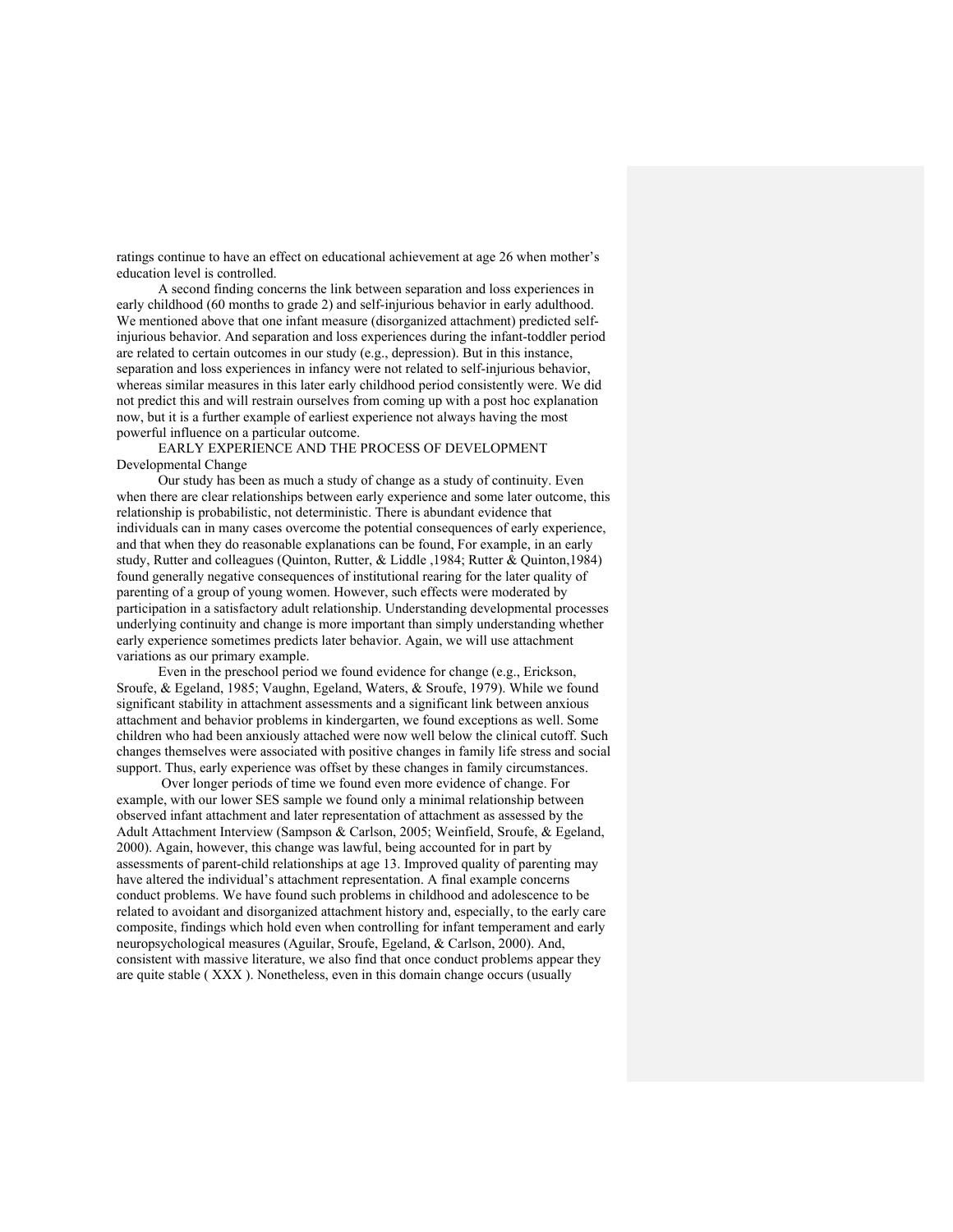ratings continue to have an effect on educational achievement at age 26 when mother's education level is controlled.

A second finding concerns the link between separation and loss experiences in early childhood (60 months to grade 2) and self-injurious behavior in early adulthood. We mentioned above that one infant measure (disorganized attachment) predicted self-injurious behavior. And separation and loss experiences during the infant-toddler period are related to certain outcomes in our study (e.g., depression). But in this instance, separation and loss experiences in infancy were not related to self-injurious behavior, whereas similar measures in this later early childhood period consistently were. We did not predict this and will restrain ourselves from coming up with a post hoc explanation now, but it is a further example of earliest experience not always having the most powerful influence on a particular outcome.

## EARLY EXPERIENCE AND THE PROCESS OF DEVELOPMENT

### Developmental Change

Our study has been as much a study of change as a study of continuity. Even when there are clear relationships between early experience and some later outcome, this relationship is probabilistic, not deterministic. There is abundant evidence that individuals can in many cases overcome the potential consequences of early experience, and that when they do reasonable explanations can be found, For example, in an early study, Rutter and colleagues (Quinton, Rutter, & Liddle ,1984; Rutter & Quinton,1984) found generally negative consequences of institutional rearing for the later quality of parenting of a group of young women. However, such effects were moderated by participation in a satisfactory adult relationship. Understanding developmental processes underlying continuity and change is more important than simply understanding whether early experience sometimes predicts later behavior. Again, we will use attachment variations as our primary example.

Even in the preschool period we found evidence for change (e.g., Erickson, Sroufe, & Egeland, 1985; Vaughn, Egeland, Waters, & Sroufe, 1979). While we found significant stability in attachment assessments and a significant link between anxious attachment and behavior problems in kindergarten, we found exceptions as well. Some children who had been anxiously attached were now well below the clinical cutoff. Such changes themselves were associated with positive changes in family life stress and social support. Thus, early experience was offset by these changes in family circumstances.

Over longer periods of time we found even more evidence of change. For example, with our lower SES sample we found only a minimal relationship between observed infant attachment and later representation of attachment as assessed by the Adult Attachment Interview (Sampson & Carlson, 2005; Weinfield, Sroufe, & Egeland, 2000). Again, however, this change was lawful, being accounted for in part by assessments of parent-child relationships at age 13. Improved quality of parenting may have altered the individual's attachment representation. A final example concerns conduct problems. We have found such problems in childhood and adolescence to be related to avoidant and disorganized attachment history and, especially, to the early care composite, findings which hold even when controlling for infant temperament and early neuropsychological measures (Aguilar, Sroufe, Egeland, & Carlson, 2000). And, consistent with massive literature, we also find that once conduct problems appear they are quite stable ( XXX ). Nonetheless, even in this domain change occurs (usually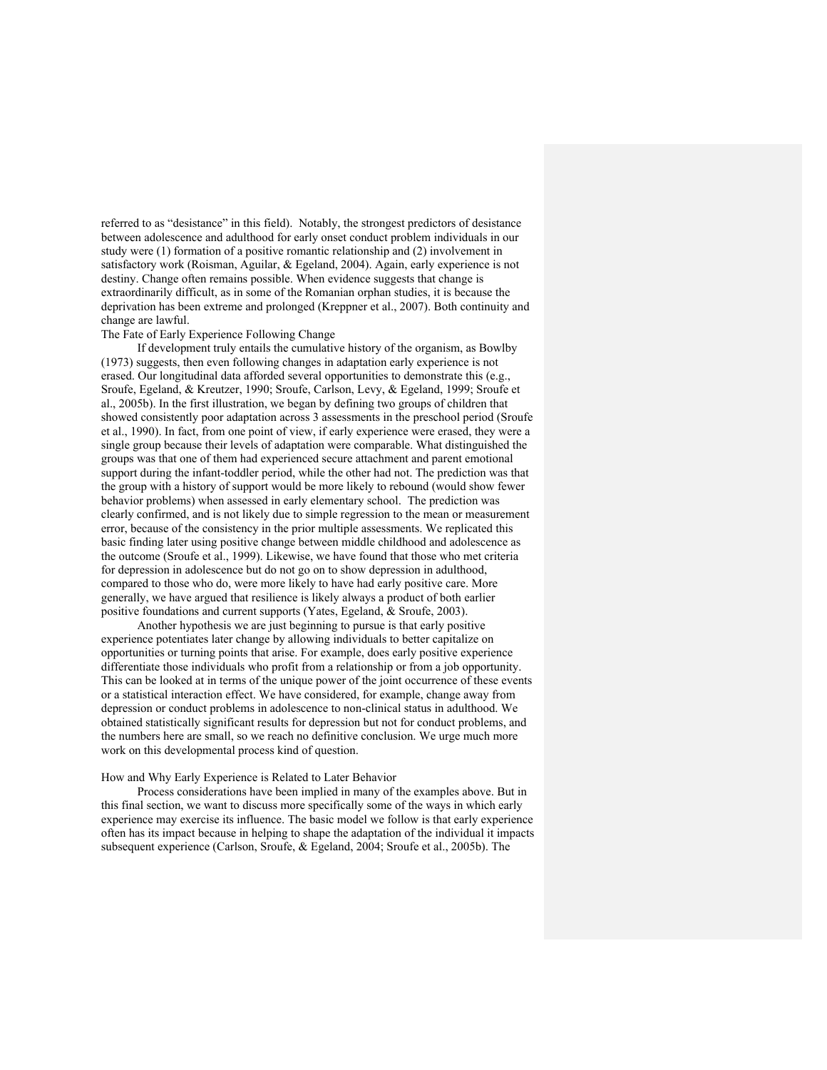referred to as "desistance" in this field). Notably, the strongest predictors of desistance between adolescence and adulthood for early onset conduct problem individuals in our study were (1) formation of a positive romantic relationship and (2) involvement in satisfactory work (Roisman, Aguilar, & Egeland, 2004). Again, early experience is not destiny. Change often remains possible. When evidence suggests that change is extraordinarily difficult, as in some of the Romanian orphan studies, it is because the deprivation has been extreme and prolonged (Kreppner et al., 2007). Both continuity and change are lawful.

## The Fate of Early Experience Following Change

If development truly entails the cumulative history of the organism, as Bowlby (1973) suggests, then even following changes in adaptation early experience is not erased. Our longitudinal data afforded several opportunities to demonstrate this (e.g., Sroufe, Egeland, & Kreutzer, 1990; Sroufe, Carlson, Levy, & Egeland, 1999; Sroufe et al., 2005b). In the first illustration, we began by defining two groups of children that showed consistently poor adaptation across 3 assessments in the preschool period (Sroufe et al., 1990). In fact, from one point of view, if early experience were erased, they were a single group because their levels of adaptation were comparable. What distinguished the groups was that one of them had experienced secure attachment and parent emotional support during the infant-toddler period, while the other had not. The prediction was that the group with a history of support would be more likely to rebound (would show fewer behavior problems) when assessed in early elementary school. The prediction was clearly confirmed, and is not likely due to simple regression to the mean or measurement error, because of the consistency in the prior multiple assessments. We replicated this basic finding later using positive change between middle childhood and adolescence as the outcome (Sroufe et al., 1999). Likewise, we have found that those who met criteria for depression in adolescence but do not go on to show depression in adulthood, compared to those who do, were more likely to have had early positive care. More generally, we have argued that resilience is likely always a product of both earlier positive foundations and current supports (Yates, Egeland, & Sroufe, 2003).

Another hypothesis we are just beginning to pursue is that early positive experience potentiates later change by allowing individuals to better capitalize on opportunities or turning points that arise. For example, does early positive experience differentiate those individuals who profit from a relationship or from a job opportunity. This can be looked at in terms of the unique power of the joint occurrence of these events or a statistical interaction effect. We have considered, for example, change away from depression or conduct problems in adolescence to non-clinical status in adulthood. We obtained statistically significant results for depression but not for conduct problems, and the numbers here are small, so we reach no definitive conclusion. We urge much more work on this developmental process kind of question.

## How and Why Early Experience is Related to Later Behavior

Process considerations have been implied in many of the examples above. But in this final section, we want to discuss more specifically some of the ways in which early experience may exercise its influence. The basic model we follow is that early experience often has its impact because in helping to shape the adaptation of the individual it impacts subsequent experience (Carlson, Sroufe, & Egeland, 2004; Sroufe et al., 2005b). The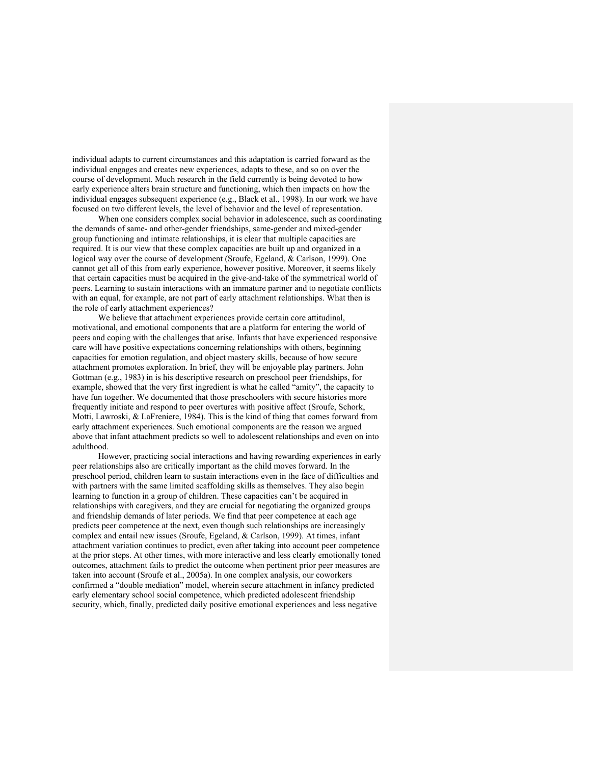individual adapts to current circumstances and this adaptation is carried forward as the individual engages and creates new experiences, adapts to these, and so on over the course of development. Much research in the field currently is being devoted to how early experience alters brain structure and functioning, which then impacts on how the individual engages subsequent experience (e.g., Black et al., 1998). In our work we have focused on two different levels, the level of behavior and the level of representation.

When one considers complex social behavior in adolescence, such as coordinating the demands of same- and other-gender friendships, same-gender and mixed-gender group functioning and intimate relationships, it is clear that multiple capacities are required. It is our view that these complex capacities are built up and organized in a logical way over the course of development (Sroufe, Egeland, & Carlson, 1999). One cannot get all of this from early experience, however positive. Moreover, it seems likely that certain capacities must be acquired in the give-and-take of the symmetrical world of peers. Learning to sustain interactions with an immature partner and to negotiate conflicts with an equal, for example, are not part of early attachment relationships. What then is the role of early attachment experiences?

We believe that attachment experiences provide certain core attitudinal, motivational, and emotional components that are a platform for entering the world of peers and coping with the challenges that arise. Infants that have experienced responsive care will have positive expectations concerning relationships with others, beginning capacities for emotion regulation, and object mastery skills, because of how secure attachment promotes exploration. In brief, they will be enjoyable play partners. John Gottman (e.g., 1983) in is his descriptive research on preschool peer friendships, for example, showed that the very first ingredient is what he called "amity", the capacity to have fun together. We documented that those preschoolers with secure histories more frequently initiate and respond to peer overtures with positive affect (Sroufe, Schork, Motti, Lawroski, & LaFreniere, 1984). This is the kind of thing that comes forward from early attachment experiences. Such emotional components are the reason we argued above that infant attachment predicts so well to adolescent relationships and even on into adulthood.

However, practicing social interactions and having rewarding experiences in early peer relationships also are critically important as the child moves forward. In the preschool period, children learn to sustain interactions even in the face of difficulties and with partners with the same limited scaffolding skills as themselves. They also begin learning to function in a group of children. These capacities can't be acquired in relationships with caregivers, and they are crucial for negotiating the organized groups and friendship demands of later periods. We find that peer competence at each age predicts peer competence at the next, even though such relationships are increasingly complex and entail new issues (Sroufe, Egeland, & Carlson, 1999). At times, infant attachment variation continues to predict, even after taking into account peer competence at the prior steps. At other times, with more interactive and less clearly emotionally toned outcomes, attachment fails to predict the outcome when pertinent prior peer measures are taken into account (Sroufe et al., 2005a). In one complex analysis, our coworkers confirmed a "double mediation" model, wherein secure attachment in infancy predicted early elementary school social competence, which predicted adolescent friendship security, which, finally, predicted daily positive emotional experiences and less negative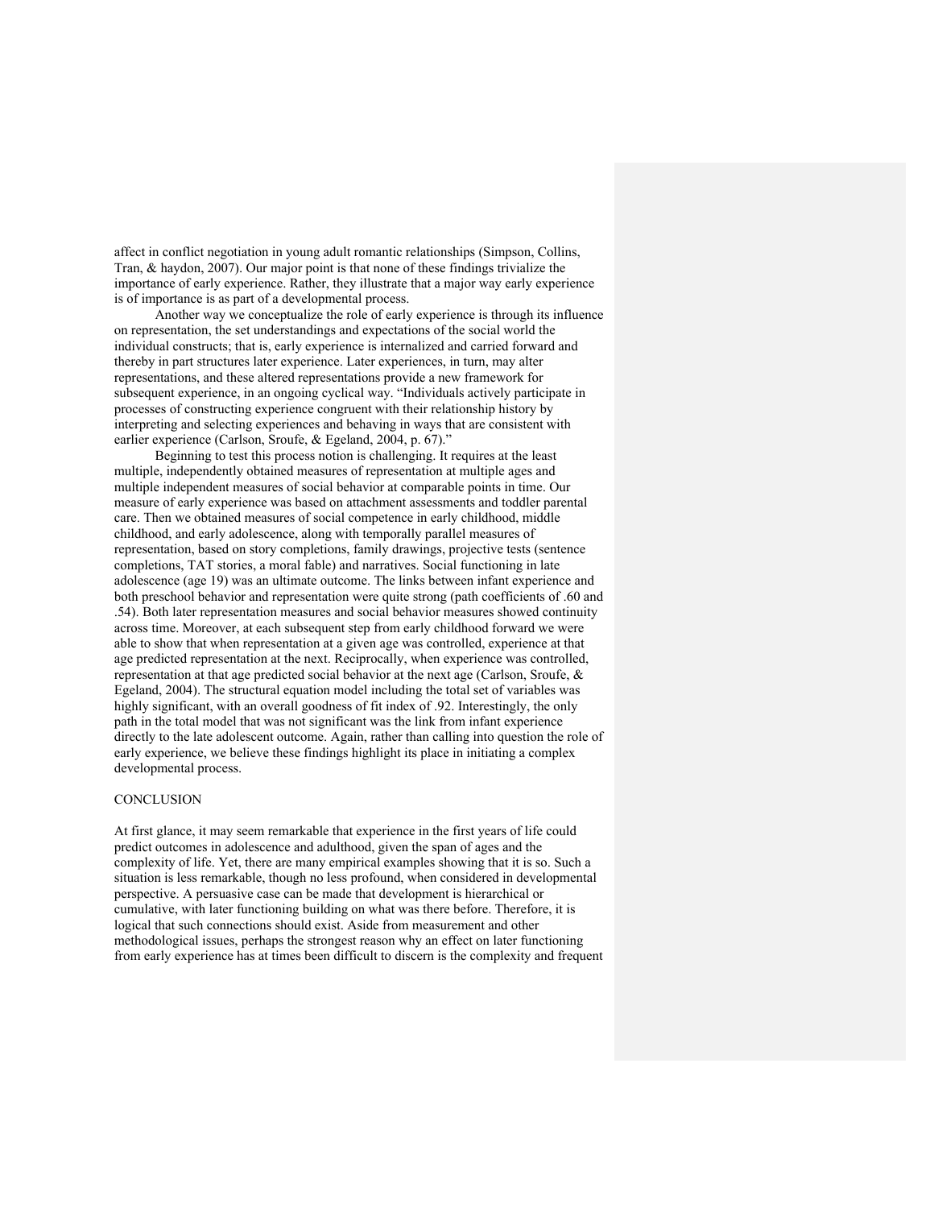affect in conflict negotiation in young adult romantic relationships (Simpson, Collins, Tran, & haydon, 2007). Our major point is that none of these findings trivialize the importance of early experience. Rather, they illustrate that a major way early experience is of importance is as part of a developmental process.

Another way we conceptualize the role of early experience is through its influence on representation, the set understandings and expectations of the social world the individual constructs; that is, early experience is internalized and carried forward and thereby in part structures later experience. Later experiences, in turn, may alter representations, and these altered representations provide a new framework for subsequent experience, in an ongoing cyclical way. "Individuals actively participate in processes of constructing experience congruent with their relationship history by interpreting and selecting experiences and behaving in ways that are consistent with earlier experience (Carlson, Sroufe, & Egeland, 2004, p. 67)."

Beginning to test this process notion is challenging. It requires at the least multiple, independently obtained measures of representation at multiple ages and multiple independent measures of social behavior at comparable points in time. Our measure of early experience was based on attachment assessments and toddler parental care. Then we obtained measures of social competence in early childhood, middle childhood, and early adolescence, along with temporally parallel measures of representation, based on story completions, family drawings, projective tests (sentence completions, TAT stories, a moral fable) and narratives. Social functioning in late adolescence (age 19) was an ultimate outcome. The links between infant experience and both preschool behavior and representation were quite strong (path coefficients of .60 and .54). Both later representation measures and social behavior measures showed continuity across time. Moreover, at each subsequent step from early childhood forward we were able to show that when representation at a given age was controlled, experience at that age predicted representation at the next. Reciprocally, when experience was controlled, representation at that age predicted social behavior at the next age (Carlson, Sroufe, & Egeland, 2004). The structural equation model including the total set of variables was highly significant, with an overall goodness of fit index of .92. Interestingly, the only path in the total model that was not significant was the link from infant experience directly to the late adolescent outcome. Again, rather than calling into question the role of early experience, we believe these findings highlight its place in initiating a complex developmental process.

## CONCLUSION

At first glance, it may seem remarkable that experience in the first years of life could predict outcomes in adolescence and adulthood, given the span of ages and the complexity of life. Yet, there are many empirical examples showing that it is so. Such a situation is less remarkable, though no less profound, when considered in developmental perspective. A persuasive case can be made that development is hierarchical or cumulative, with later functioning building on what was there before. Therefore, it is logical that such connections should exist. Aside from measurement and other methodological issues, perhaps the strongest reason why an effect on later functioning from early experience has at times been difficult to discern is the complexity and frequent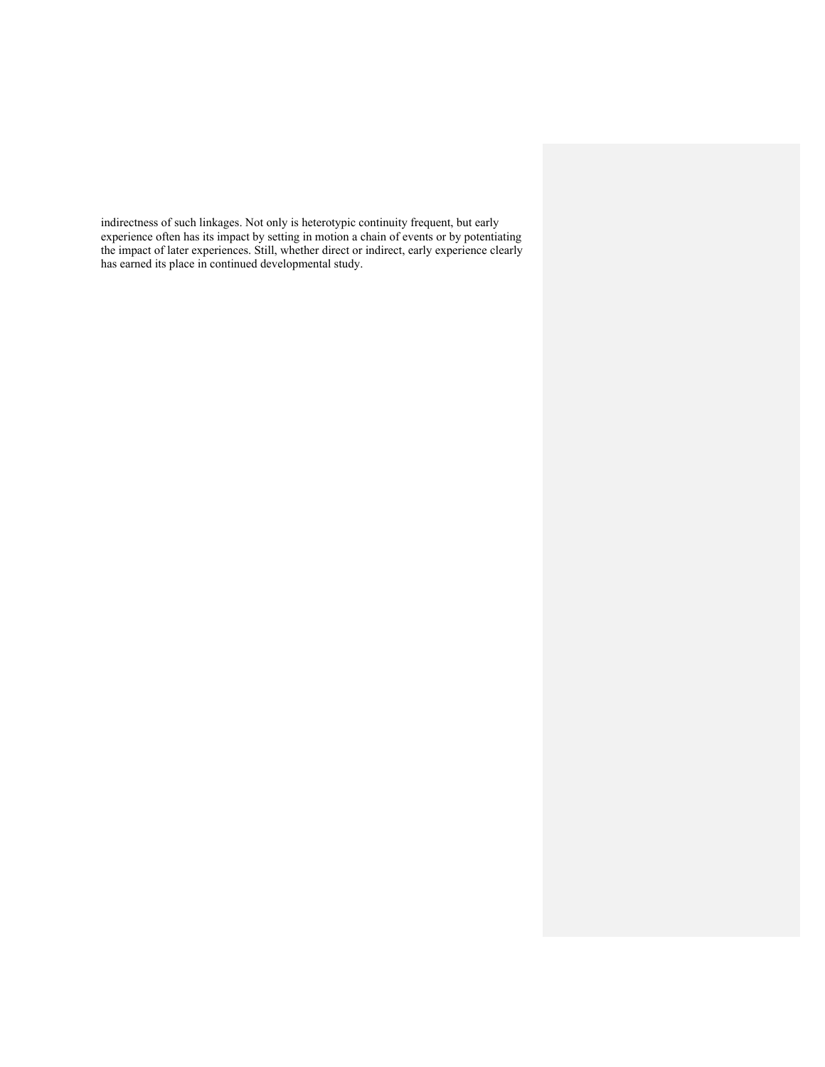indirectness of such linkages. Not only is heterotypic continuity frequent, but early experience often has its impact by setting in motion a chain of events or by potentiating the impact of later experiences. Still, whether direct or indirect, early experience clearly has earned its place in continued developmental study.